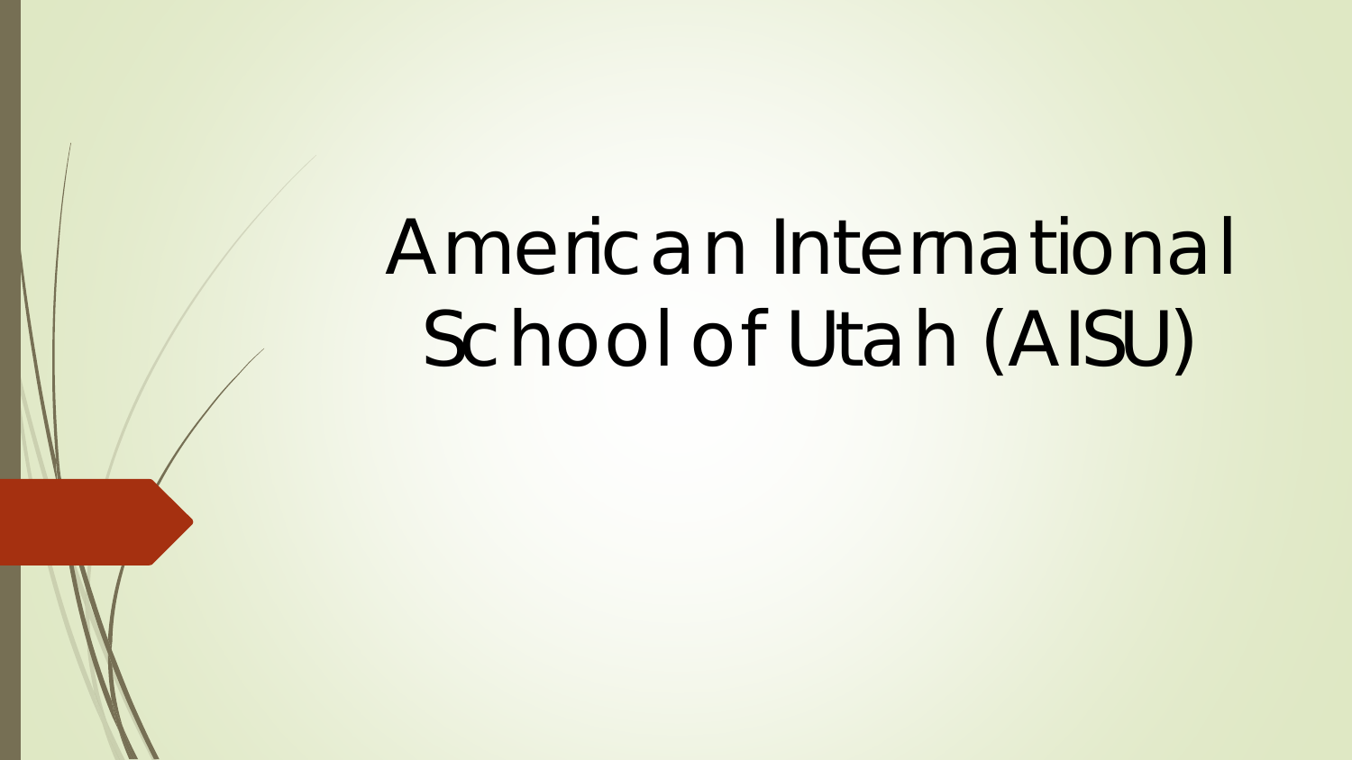# American International School of Utah (AISU)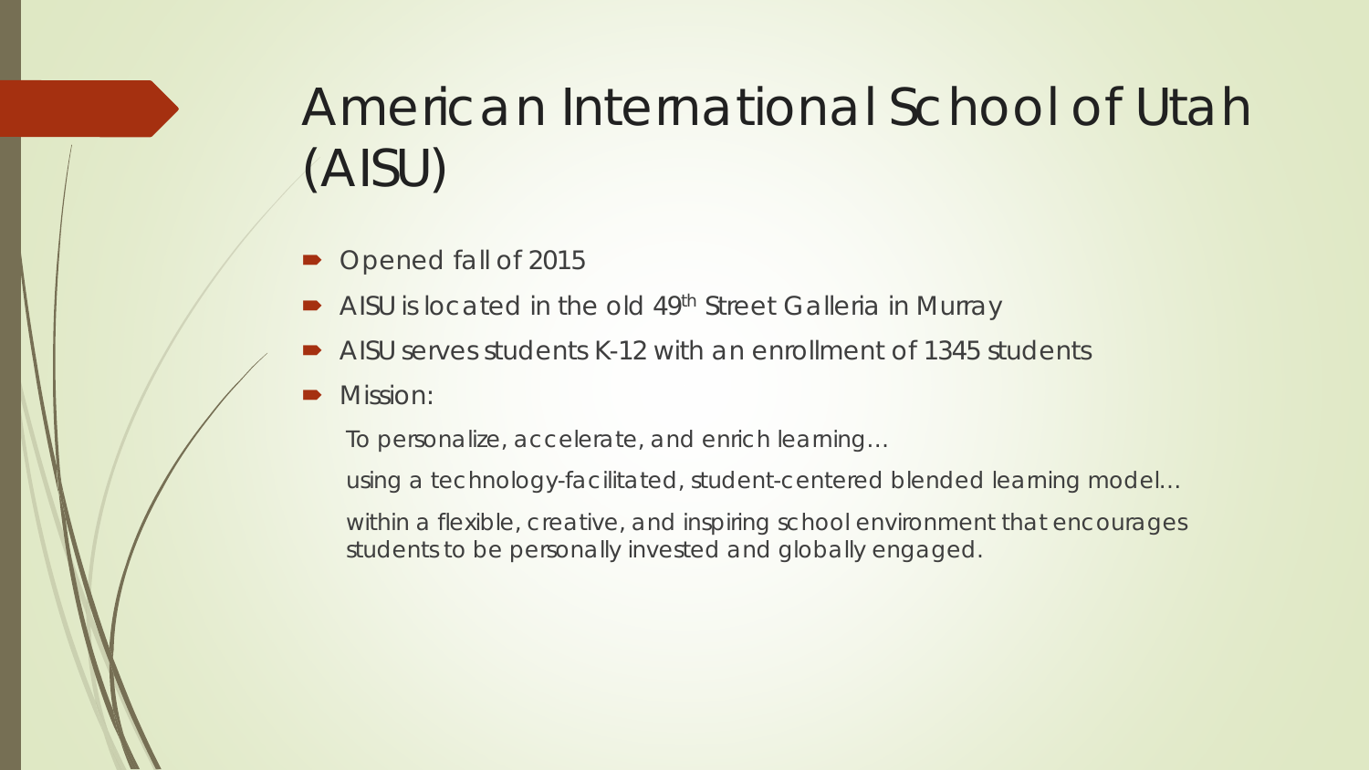# American International School of Utah (AISU)

- Opened fall of 2015
- AISU is located in the old 49th Street Galleria in Murray
- AISU serves students K-12 with an enrollment of 1345 students
- Mission:

  To personalize, accelerate, and enrich learning…

  using a technology-facilitated, student-centered blended learning model…

  within a flexible, creative, and inspiring school environment that encourages students to be personally invested and globally engaged.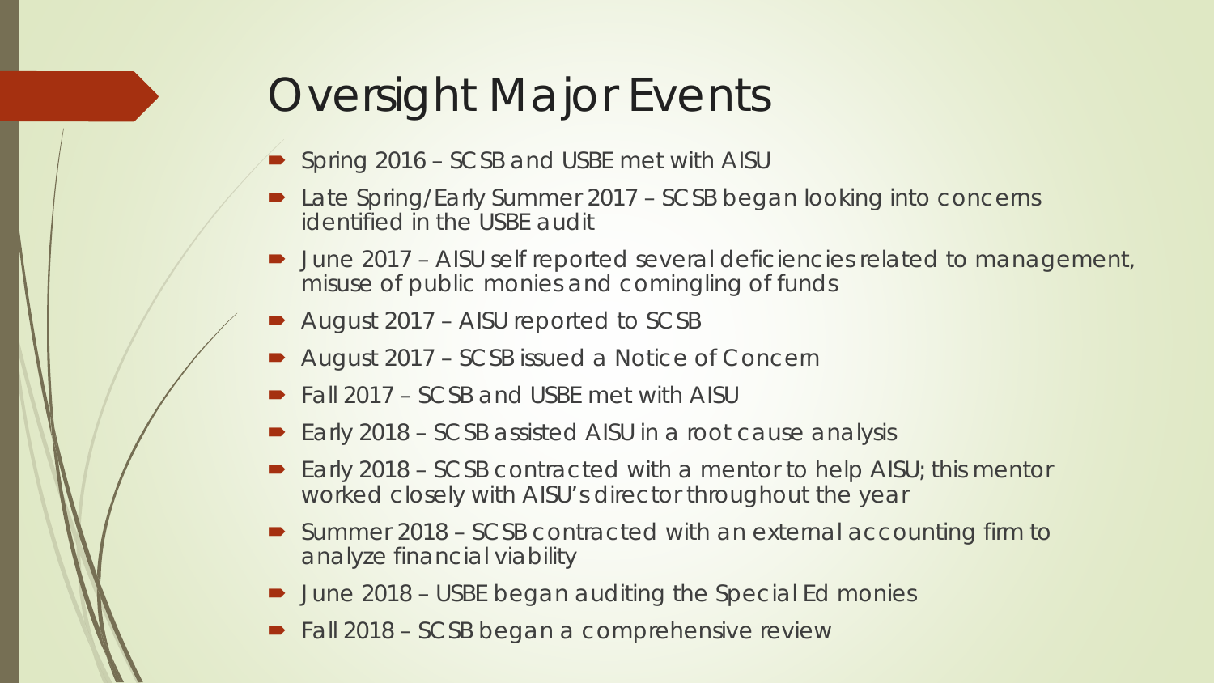# Oversight Major Events

- Spring 2016 – SCSB and USBE met with AISU
- Late Spring/Early Summer 2017 – SCSB began looking into concerns identified in the USBE audit
- June 2017 – AISU self reported several deficiencies related to management, misuse of public monies and comingling of funds
- August 2017 – AISU reported to SCSB
- August 2017 – SCSB issued a Notice of Concern
- Fall 2017 – SCSB and USBE met with AISU
- Early 2018 – SCSB assisted AISU in a root cause analysis
- Early 2018 – SCSB contracted with a mentor to help AISU; this mentor worked closely with AISU's director throughout the year
- Summer 2018 – SCSB contracted with an external accounting firm to analyze financial viability
- June 2018 – USBE began auditing the Special Ed monies
- Fall 2018 – SCSB began a comprehensive review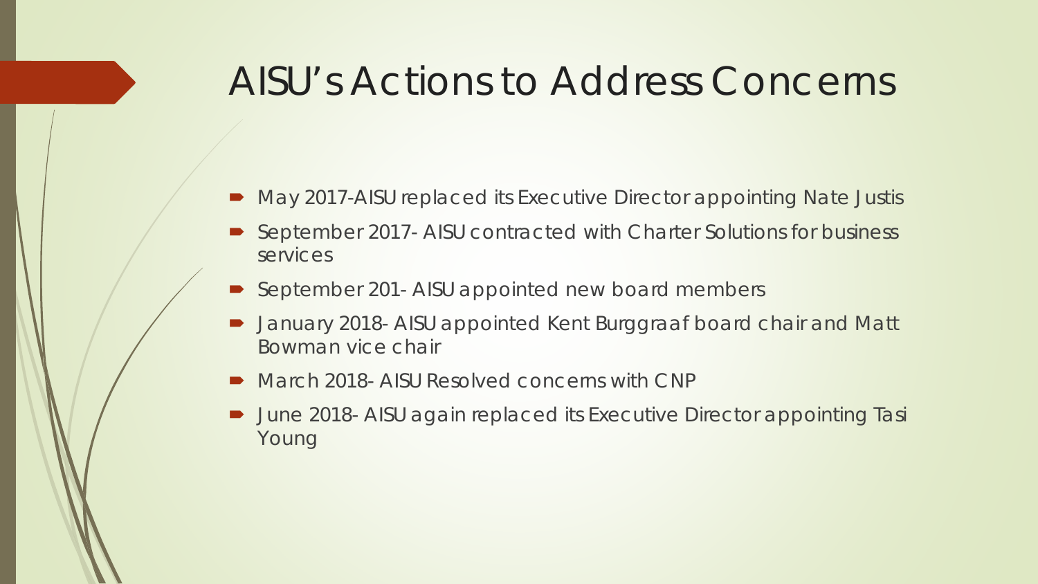# AISU's Actions to Address Concerns

- May 2017-AISU replaced its Executive Director appointing Nate Justis
- September 2017- AISU contracted with Charter Solutions for business services
- September 201- AISU appointed new board members
- January 2018- AISU appointed Kent Burggraaf board chair and Matt Bowman vice chair
- March 2018- AISU Resolved concerns with CNP
- June 2018- AISU again replaced its Executive Director appointing Tasi Young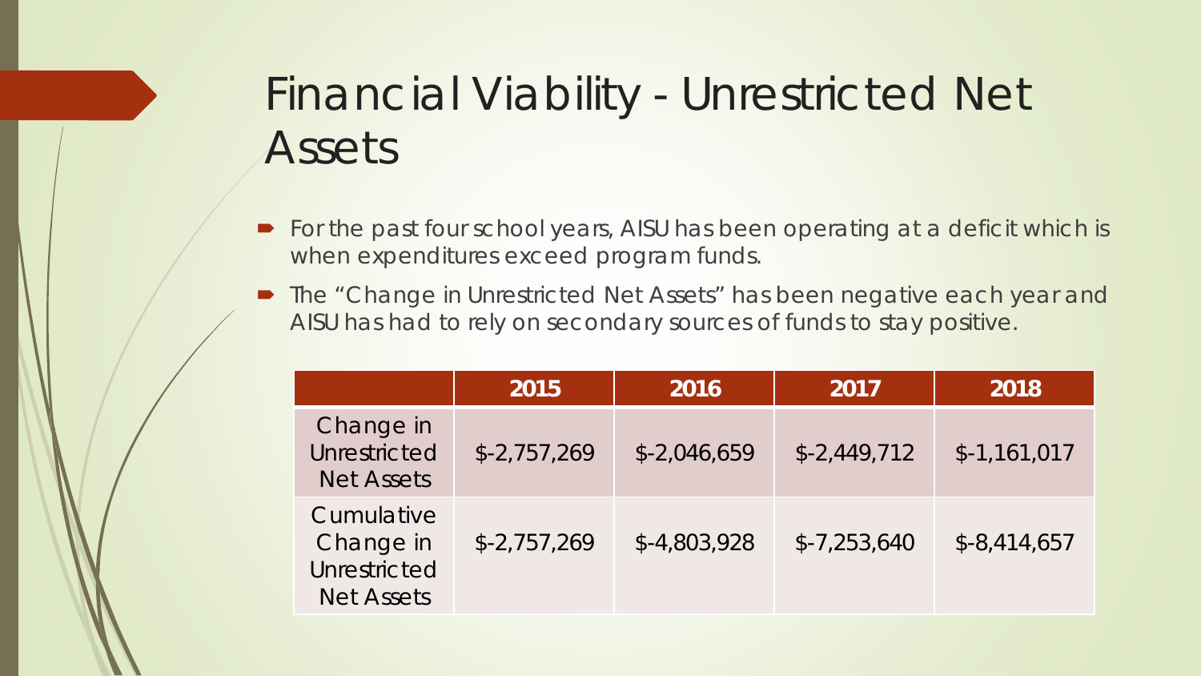# Financial Viability - Unrestricted Net Assets

- For the past four school years, AISU has been operating at a deficit which is when expenditures exceed program funds.
- The "Change in Unrestricted Net Assets" has been negative each year and AISU has had to rely on secondary sources of funds to stay positive.

| | 2015 | 2016 | 2017 | 2018 |
|---|---|---|---|---|
| Change in Unrestricted Net Assets | $-2,757,269 | $-2,046,659 | $-2,449,712 | $-1,161,017 |
| Cumulative Change in Unrestricted Net Assets | $-2,757,269 | $-4,803,928 | $-7,253,640 | $-8,414,657 |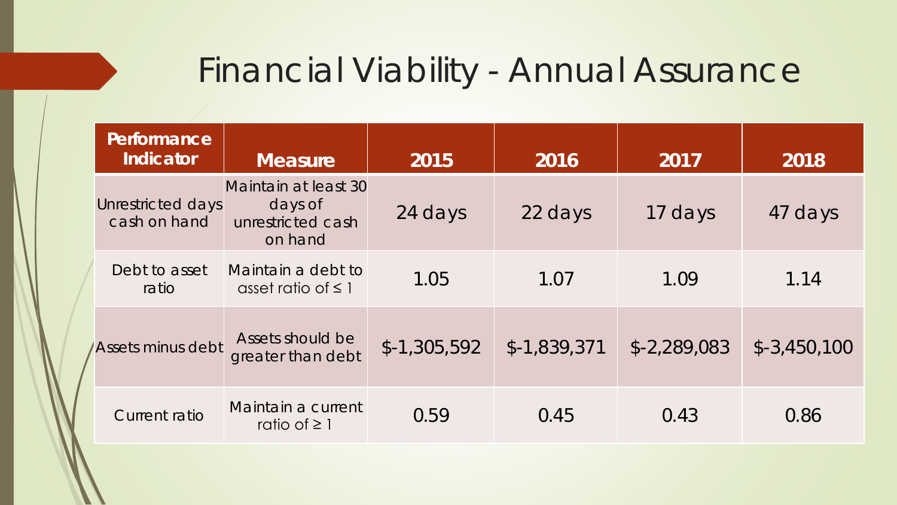# Financial Viability - Annual Assurance

| Performance Indicator | Measure | 2015 | 2016 | 2017 | 2018 |
|---|---|---|---|---|---|
| Unrestricted days cash on hand | Maintain at least 30 days of unrestricted cash on hand | 24 days | 22 days | 17 days | 47 days |
| Debt to asset ratio | Maintain a debt to asset ratio of ≤ 1 | 1.05 | 1.07 | 1.09 | 1.14 |
| Assets minus debt | Assets should be greater than debt | $-1,305,592 | $-1,839,371 | $-2,289,083 | $-3,450,100 |
| Current ratio | Maintain a current ratio of ≥ 1 | 0.59 | 0.45 | 0.43 | 0.86 |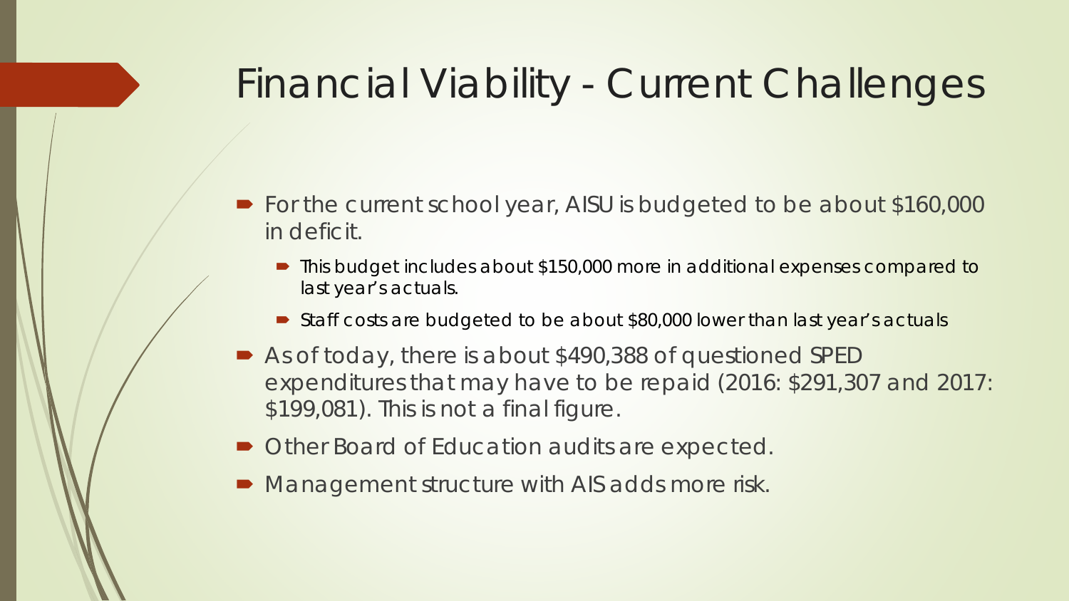# Financial Viability - Current Challenges

- For the current school year, AISU is budgeted to be about $160,000 in deficit.
  - This budget includes about $150,000 more in additional expenses compared to last year's actuals.
  - Staff costs are budgeted to be about $80,000 lower than last year's actuals
- As of today, there is about $490,388 of questioned SPED expenditures that may have to be repaid (2016: $291,307 and 2017: $199,081). This is not a final figure.
- Other Board of Education audits are expected.
- Management structure with AIS adds more risk.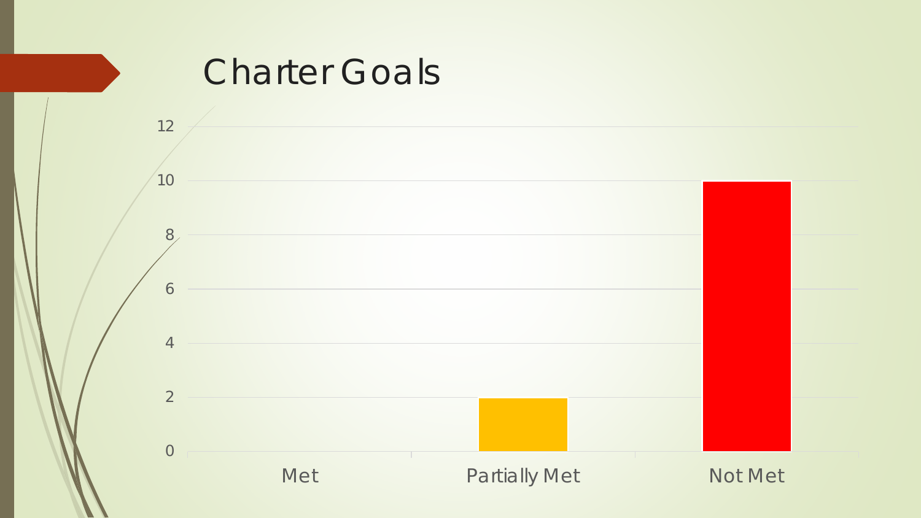# Charter Goals

| Category | Value |
| --- | --- |
| Met | 0 |
| Partially Met | 2 |
| Not Met | 10 |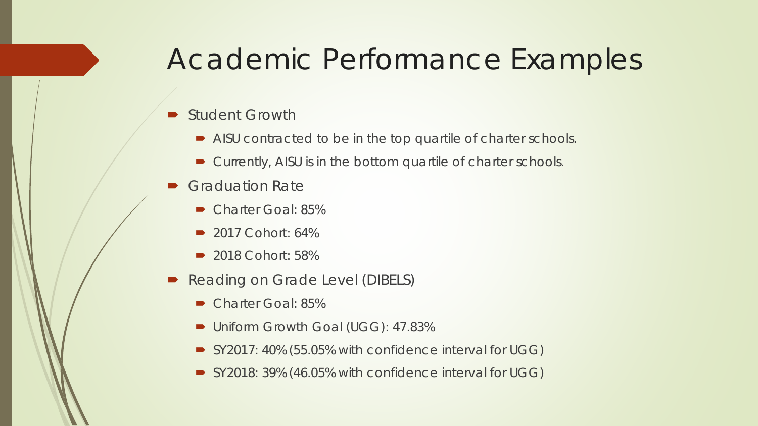# Academic Performance Examples

- Student Growth
  - AISU contracted to be in the top quartile of charter schools.
  - Currently, AISU is in the bottom quartile of charter schools.
- Graduation Rate
  - Charter Goal: 85%
  - 2017 Cohort: 64%
  - 2018 Cohort: 58%
- Reading on Grade Level (DIBELS)
  - Charter Goal: 85%
  - Uniform Growth Goal (UGG): 47.83%
  - SY2017: 40% (55.05% with confidence interval for UGG)
  - SY2018: 39% (46.05% with confidence interval for UGG)